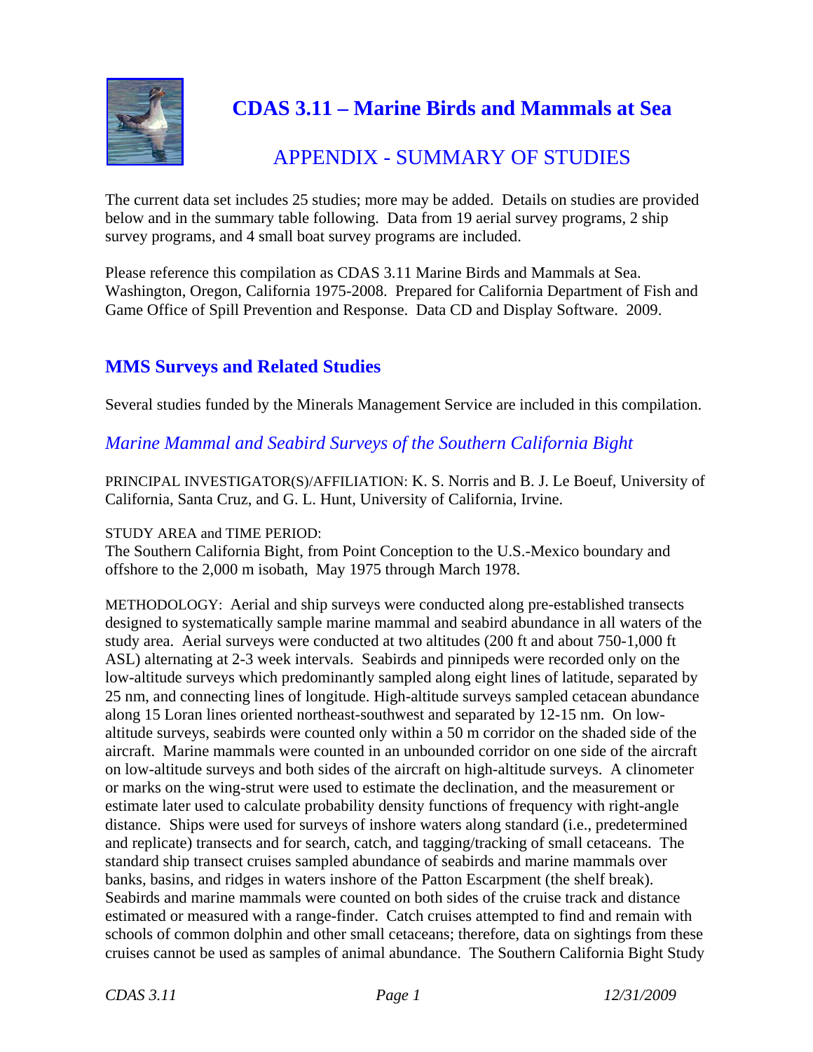# CDAS 3.11 – Marine Birds and Mammals at Sea

## APPENDIX - SUMMARY OF STUDIES

The current data set includes 25 studies; more may be added. Details on studies are provided below and in the summary table following. Data from 19 aerial survey programs, 2 ship survey programs, and 4 small boat survey programs are included.

Please reference this compilation as CDAS 3.11 Marine Birds and Mammals at Sea. Washington, Oregon, California 1975-2008. Prepared for California Department of Fish and Game Office of Spill Prevention and Response. Data CD and Display Software. 2009.

## MMS Surveys and Related Studies

Several studies funded by the Minerals Management Service are included in this compilation.

### *Marine Mammal and Seabird Surveys of the Southern California Bight*

PRINCIPAL INVESTIGATOR(S)/AFFILIATION: K. S. Norris and B. J. Le Boeuf, University of California, Santa Cruz, and G. L. Hunt, University of California, Irvine.

STUDY AREA and TIME PERIOD:
The Southern California Bight, from Point Conception to the U.S.-Mexico boundary and offshore to the 2,000 m isobath, May 1975 through March 1978.

METHODOLOGY: Aerial and ship surveys were conducted along pre-established transects designed to systematically sample marine mammal and seabird abundance in all waters of the study area. Aerial surveys were conducted at two altitudes (200 ft and about 750-1,000 ft ASL) alternating at 2-3 week intervals. Seabirds and pinnipeds were recorded only on the low-altitude surveys which predominantly sampled along eight lines of latitude, separated by 25 nm, and connecting lines of longitude. High-altitude surveys sampled cetacean abundance along 15 Loran lines oriented northeast-southwest and separated by 12-15 nm. On low-altitude surveys, seabirds were counted only within a 50 m corridor on the shaded side of the aircraft. Marine mammals were counted in an unbounded corridor on one side of the aircraft on low-altitude surveys and both sides of the aircraft on high-altitude surveys. A clinometer or marks on the wing-strut were used to estimate the declination, and the measurement or estimate later used to calculate probability density functions of frequency with right-angle distance. Ships were used for surveys of inshore waters along standard (i.e., predetermined and replicate) transects and for search, catch, and tagging/tracking of small cetaceans. The standard ship transect cruises sampled abundance of seabirds and marine mammals over banks, basins, and ridges in waters inshore of the Patton Escarpment (the shelf break). Seabirds and marine mammals were counted on both sides of the cruise track and distance estimated or measured with a range-finder. Catch cruises attempted to find and remain with schools of common dolphin and other small cetaceans; therefore, data on sightings from these cruises cannot be used as samples of animal abundance. The Southern California Bight Study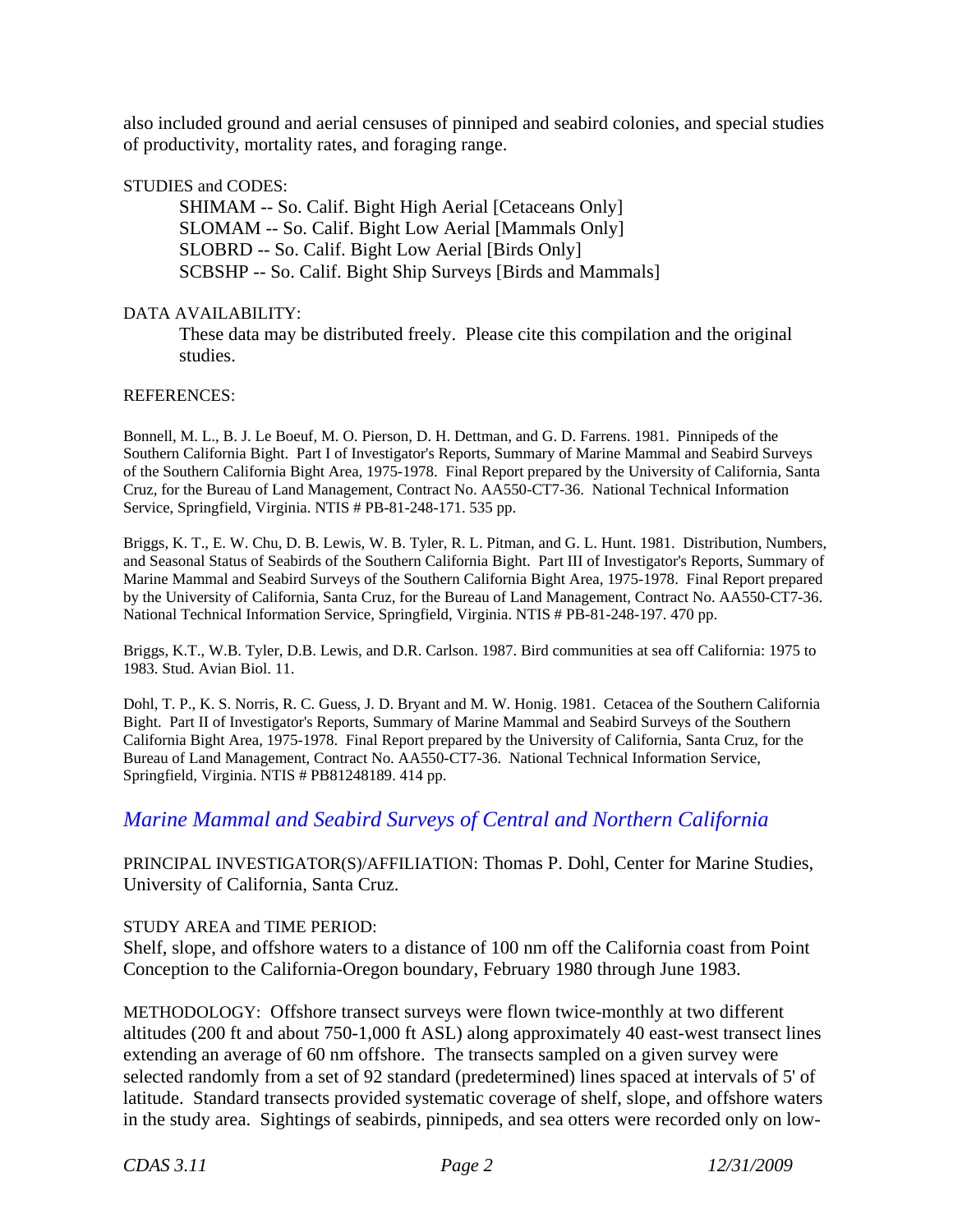also included ground and aerial censuses of pinniped and seabird colonies, and special studies of productivity, mortality rates, and foraging range.

STUDIES and CODES:

SHIMAM -- So. Calif. Bight High Aerial [Cetaceans Only]
SLOMAM -- So. Calif. Bight Low Aerial [Mammals Only]
SLOBRD -- So. Calif. Bight Low Aerial [Birds Only]
SCBSHP -- So. Calif. Bight Ship Surveys [Birds and Mammals]

DATA AVAILABILITY:

These data may be distributed freely. Please cite this compilation and the original studies.

REFERENCES:

Bonnell, M. L., B. J. Le Boeuf, M. O. Pierson, D. H. Dettman, and G. D. Farrens. 1981. Pinnipeds of the Southern California Bight. Part I of Investigator's Reports, Summary of Marine Mammal and Seabird Surveys of the Southern California Bight Area, 1975-1978. Final Report prepared by the University of California, Santa Cruz, for the Bureau of Land Management, Contract No. AA550-CT7-36. National Technical Information Service, Springfield, Virginia. NTIS # PB-81-248-171. 535 pp.

Briggs, K. T., E. W. Chu, D. B. Lewis, W. B. Tyler, R. L. Pitman, and G. L. Hunt. 1981. Distribution, Numbers, and Seasonal Status of Seabirds of the Southern California Bight. Part III of Investigator's Reports, Summary of Marine Mammal and Seabird Surveys of the Southern California Bight Area, 1975-1978. Final Report prepared by the University of California, Santa Cruz, for the Bureau of Land Management, Contract No. AA550-CT7-36. National Technical Information Service, Springfield, Virginia. NTIS # PB-81-248-197. 470 pp.

Briggs, K.T., W.B. Tyler, D.B. Lewis, and D.R. Carlson. 1987. Bird communities at sea off California: 1975 to 1983. Stud. Avian Biol. 11.

Dohl, T. P., K. S. Norris, R. C. Guess, J. D. Bryant and M. W. Honig. 1981. Cetacea of the Southern California Bight. Part II of Investigator's Reports, Summary of Marine Mammal and Seabird Surveys of the Southern California Bight Area, 1975-1978. Final Report prepared by the University of California, Santa Cruz, for the Bureau of Land Management, Contract No. AA550-CT7-36. National Technical Information Service, Springfield, Virginia. NTIS # PB81248189. 414 pp.

## *Marine Mammal and Seabird Surveys of Central and Northern California*

PRINCIPAL INVESTIGATOR(S)/AFFILIATION: Thomas P. Dohl, Center for Marine Studies, University of California, Santa Cruz.

STUDY AREA and TIME PERIOD:
Shelf, slope, and offshore waters to a distance of 100 nm off the California coast from Point Conception to the California-Oregon boundary, February 1980 through June 1983.

METHODOLOGY: Offshore transect surveys were flown twice-monthly at two different altitudes (200 ft and about 750-1,000 ft ASL) along approximately 40 east-west transect lines extending an average of 60 nm offshore. The transects sampled on a given survey were selected randomly from a set of 92 standard (predetermined) lines spaced at intervals of 5' of latitude. Standard transects provided systematic coverage of shelf, slope, and offshore waters in the study area. Sightings of seabirds, pinnipeds, and sea otters were recorded only on low-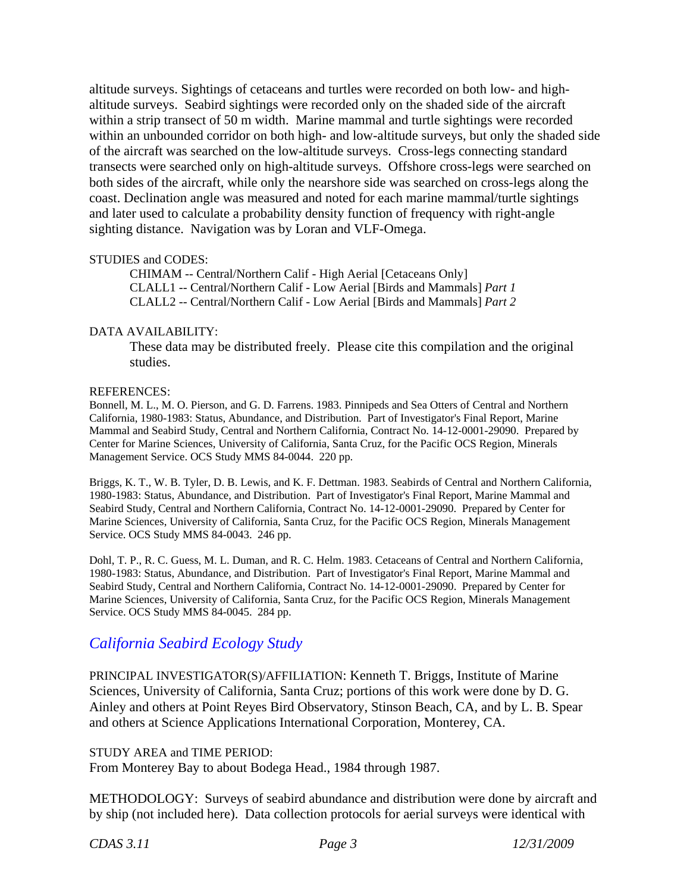altitude surveys. Sightings of cetaceans and turtles were recorded on both low- and high-altitude surveys. Seabird sightings were recorded only on the shaded side of the aircraft within a strip transect of 50 m width. Marine mammal and turtle sightings were recorded within an unbounded corridor on both high- and low-altitude surveys, but only the shaded side of the aircraft was searched on the low-altitude surveys. Cross-legs connecting standard transects were searched only on high-altitude surveys. Offshore cross-legs were searched on both sides of the aircraft, while only the nearshore side was searched on cross-legs along the coast. Declination angle was measured and noted for each marine mammal/turtle sightings and later used to calculate a probability density function of frequency with right-angle sighting distance. Navigation was by Loran and VLF-Omega.

STUDIES and CODES:

CHIMAM -- Central/Northern Calif - High Aerial [Cetaceans Only]
CLALL1 -- Central/Northern Calif - Low Aerial [Birds and Mammals] *Part 1*
CLALL2 -- Central/Northern Calif - Low Aerial [Birds and Mammals] *Part 2*

DATA AVAILABILITY:

These data may be distributed freely. Please cite this compilation and the original studies.

REFERENCES:

Bonnell, M. L., M. O. Pierson, and G. D. Farrens. 1983. Pinnipeds and Sea Otters of Central and Northern California, 1980-1983: Status, Abundance, and Distribution. Part of Investigator's Final Report, Marine Mammal and Seabird Study, Central and Northern California, Contract No. 14-12-0001-29090. Prepared by Center for Marine Sciences, University of California, Santa Cruz, for the Pacific OCS Region, Minerals Management Service. OCS Study MMS 84-0044. 220 pp.

Briggs, K. T., W. B. Tyler, D. B. Lewis, and K. F. Dettman. 1983. Seabirds of Central and Northern California, 1980-1983: Status, Abundance, and Distribution. Part of Investigator's Final Report, Marine Mammal and Seabird Study, Central and Northern California, Contract No. 14-12-0001-29090. Prepared by Center for Marine Sciences, University of California, Santa Cruz, for the Pacific OCS Region, Minerals Management Service. OCS Study MMS 84-0043. 246 pp.

Dohl, T. P., R. C. Guess, M. L. Duman, and R. C. Helm. 1983. Cetaceans of Central and Northern California, 1980-1983: Status, Abundance, and Distribution. Part of Investigator's Final Report, Marine Mammal and Seabird Study, Central and Northern California, Contract No. 14-12-0001-29090. Prepared by Center for Marine Sciences, University of California, Santa Cruz, for the Pacific OCS Region, Minerals Management Service. OCS Study MMS 84-0045. 284 pp.

## *California Seabird Ecology Study*

PRINCIPAL INVESTIGATOR(S)/AFFILIATION: Kenneth T. Briggs, Institute of Marine Sciences, University of California, Santa Cruz; portions of this work were done by D. G. Ainley and others at Point Reyes Bird Observatory, Stinson Beach, CA, and by L. B. Spear and others at Science Applications International Corporation, Monterey, CA.

STUDY AREA and TIME PERIOD:
From Monterey Bay to about Bodega Head., 1984 through 1987.

METHODOLOGY: Surveys of seabird abundance and distribution were done by aircraft and by ship (not included here). Data collection protocols for aerial surveys were identical with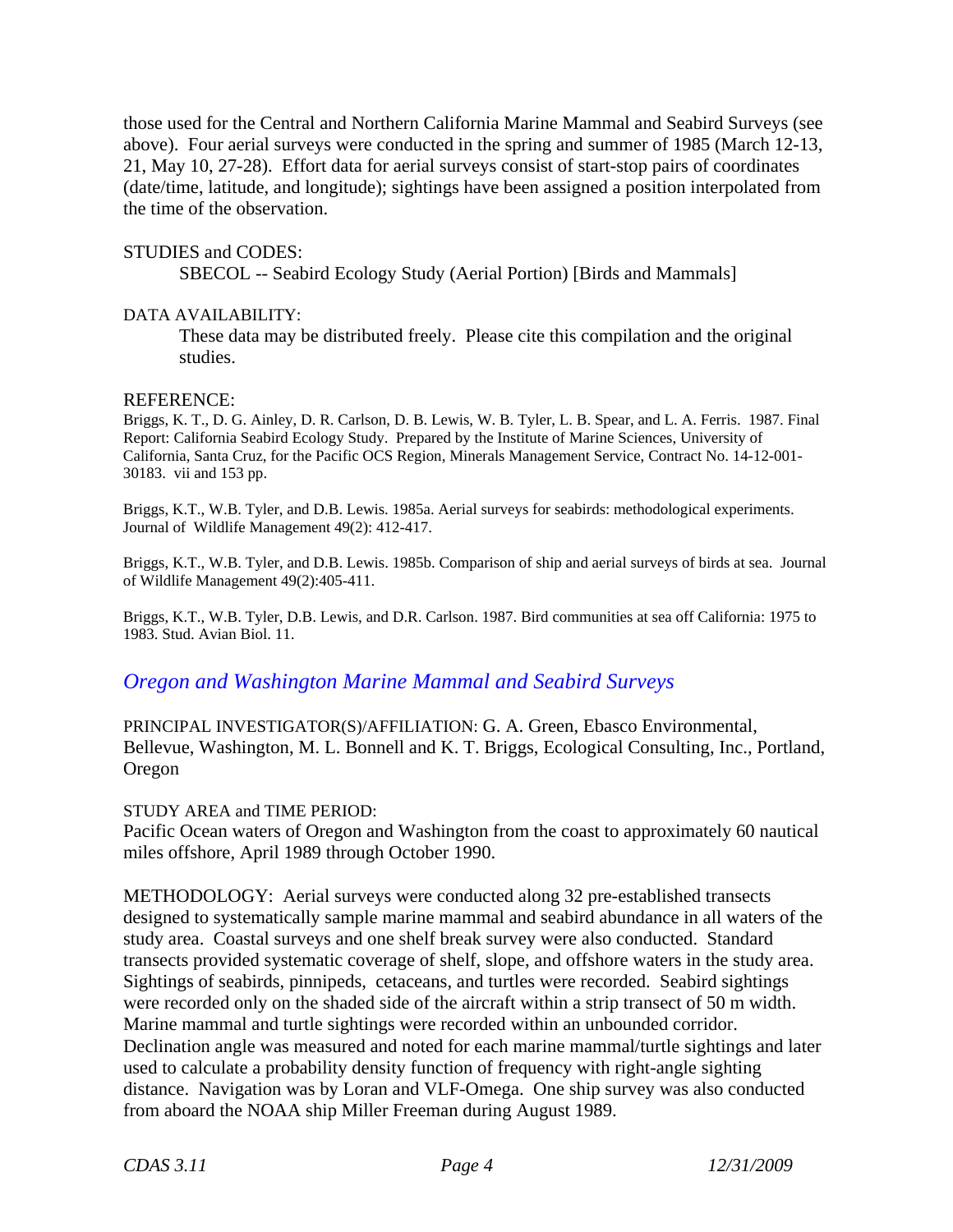those used for the Central and Northern California Marine Mammal and Seabird Surveys (see above). Four aerial surveys were conducted in the spring and summer of 1985 (March 12-13, 21, May 10, 27-28). Effort data for aerial surveys consist of start-stop pairs of coordinates (date/time, latitude, and longitude); sightings have been assigned a position interpolated from the time of the observation.

STUDIES and CODES:

SBECOL -- Seabird Ecology Study (Aerial Portion) [Birds and Mammals]

DATA AVAILABILITY:

These data may be distributed freely. Please cite this compilation and the original studies.

REFERENCE:

Briggs, K. T., D. G. Ainley, D. R. Carlson, D. B. Lewis, W. B. Tyler, L. B. Spear, and L. A. Ferris. 1987. Final Report: California Seabird Ecology Study. Prepared by the Institute of Marine Sciences, University of California, Santa Cruz, for the Pacific OCS Region, Minerals Management Service, Contract No. 14-12-001-30183. vii and 153 pp.

Briggs, K.T., W.B. Tyler, and D.B. Lewis. 1985a. Aerial surveys for seabirds: methodological experiments. Journal of Wildlife Management 49(2): 412-417.

Briggs, K.T., W.B. Tyler, and D.B. Lewis. 1985b. Comparison of ship and aerial surveys of birds at sea. Journal of Wildlife Management 49(2):405-411.

Briggs, K.T., W.B. Tyler, D.B. Lewis, and D.R. Carlson. 1987. Bird communities at sea off California: 1975 to 1983. Stud. Avian Biol. 11.

## *Oregon and Washington Marine Mammal and Seabird Surveys*

PRINCIPAL INVESTIGATOR(S)/AFFILIATION: G. A. Green, Ebasco Environmental, Bellevue, Washington, M. L. Bonnell and K. T. Briggs, Ecological Consulting, Inc., Portland, Oregon

STUDY AREA and TIME PERIOD:
Pacific Ocean waters of Oregon and Washington from the coast to approximately 60 nautical miles offshore, April 1989 through October 1990.

METHODOLOGY: Aerial surveys were conducted along 32 pre-established transects designed to systematically sample marine mammal and seabird abundance in all waters of the study area. Coastal surveys and one shelf break survey were also conducted. Standard transects provided systematic coverage of shelf, slope, and offshore waters in the study area. Sightings of seabirds, pinnipeds, cetaceans, and turtles were recorded. Seabird sightings were recorded only on the shaded side of the aircraft within a strip transect of 50 m width. Marine mammal and turtle sightings were recorded within an unbounded corridor. Declination angle was measured and noted for each marine mammal/turtle sightings and later used to calculate a probability density function of frequency with right-angle sighting distance. Navigation was by Loran and VLF-Omega. One ship survey was also conducted from aboard the NOAA ship Miller Freeman during August 1989.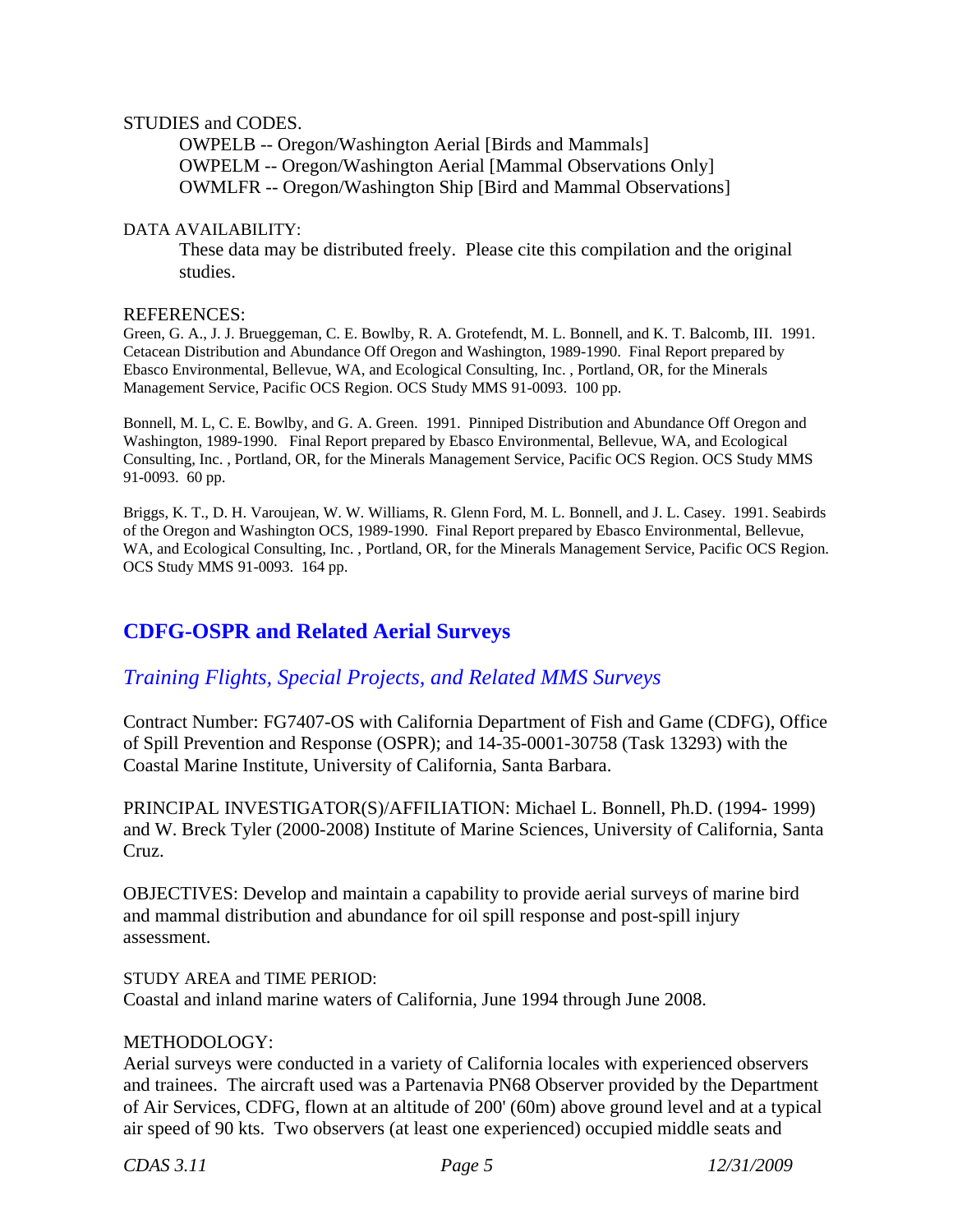STUDIES and CODES.

OWPELB -- Oregon/Washington Aerial [Birds and Mammals]
OWPELM -- Oregon/Washington Aerial [Mammal Observations Only]
OWMLFR -- Oregon/Washington Ship [Bird and Mammal Observations]

DATA AVAILABILITY:

These data may be distributed freely. Please cite this compilation and the original studies.

REFERENCES:

Green, G. A., J. J. Brueggeman, C. E. Bowlby, R. A. Grotefendt, M. L. Bonnell, and K. T. Balcomb, III. 1991. Cetacean Distribution and Abundance Off Oregon and Washington, 1989-1990. Final Report prepared by Ebasco Environmental, Bellevue, WA, and Ecological Consulting, Inc. , Portland, OR, for the Minerals Management Service, Pacific OCS Region. OCS Study MMS 91-0093. 100 pp.

Bonnell, M. L, C. E. Bowlby, and G. A. Green. 1991. Pinniped Distribution and Abundance Off Oregon and Washington, 1989-1990. Final Report prepared by Ebasco Environmental, Bellevue, WA, and Ecological Consulting, Inc. , Portland, OR, for the Minerals Management Service, Pacific OCS Region. OCS Study MMS 91-0093. 60 pp.

Briggs, K. T., D. H. Varoujean, W. W. Williams, R. Glenn Ford, M. L. Bonnell, and J. L. Casey. 1991. Seabirds of the Oregon and Washington OCS, 1989-1990. Final Report prepared by Ebasco Environmental, Bellevue, WA, and Ecological Consulting, Inc. , Portland, OR, for the Minerals Management Service, Pacific OCS Region. OCS Study MMS 91-0093. 164 pp.

## CDFG-OSPR and Related Aerial Surveys

### *Training Flights, Special Projects, and Related MMS Surveys*

Contract Number: FG7407-OS with California Department of Fish and Game (CDFG), Office of Spill Prevention and Response (OSPR); and 14-35-0001-30758 (Task 13293) with the Coastal Marine Institute, University of California, Santa Barbara.

PRINCIPAL INVESTIGATOR(S)/AFFILIATION: Michael L. Bonnell, Ph.D. (1994- 1999) and W. Breck Tyler (2000-2008) Institute of Marine Sciences, University of California, Santa Cruz.

OBJECTIVES: Develop and maintain a capability to provide aerial surveys of marine bird and mammal distribution and abundance for oil spill response and post-spill injury assessment.

STUDY AREA and TIME PERIOD:
Coastal and inland marine waters of California, June 1994 through June 2008.

METHODOLOGY:
Aerial surveys were conducted in a variety of California locales with experienced observers and trainees. The aircraft used was a Partenavia PN68 Observer provided by the Department of Air Services, CDFG, flown at an altitude of 200' (60m) above ground level and at a typical air speed of 90 kts. Two observers (at least one experienced) occupied middle seats and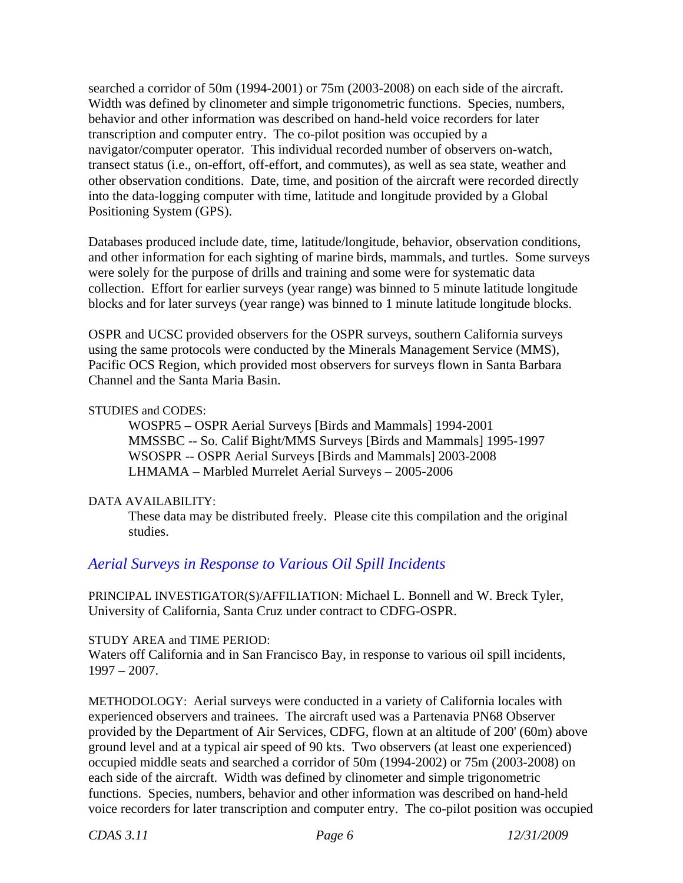searched a corridor of 50m (1994-2001) or 75m (2003-2008) on each side of the aircraft. Width was defined by clinometer and simple trigonometric functions. Species, numbers, behavior and other information was described on hand-held voice recorders for later transcription and computer entry. The co-pilot position was occupied by a navigator/computer operator. This individual recorded number of observers on-watch, transect status (i.e., on-effort, off-effort, and commutes), as well as sea state, weather and other observation conditions. Date, time, and position of the aircraft were recorded directly into the data-logging computer with time, latitude and longitude provided by a Global Positioning System (GPS).

Databases produced include date, time, latitude/longitude, behavior, observation conditions, and other information for each sighting of marine birds, mammals, and turtles. Some surveys were solely for the purpose of drills and training and some were for systematic data collection. Effort for earlier surveys (year range) was binned to 5 minute latitude longitude blocks and for later surveys (year range) was binned to 1 minute latitude longitude blocks.

OSPR and UCSC provided observers for the OSPR surveys, southern California surveys using the same protocols were conducted by the Minerals Management Service (MMS), Pacific OCS Region, which provided most observers for surveys flown in Santa Barbara Channel and the Santa Maria Basin.

STUDIES and CODES:

> WOSPR5 – OSPR Aerial Surveys [Birds and Mammals] 1994-2001
> MMSSBC -- So. Calif Bight/MMS Surveys [Birds and Mammals] 1995-1997
> WSOSPR -- OSPR Aerial Surveys [Birds and Mammals] 2003-2008
> LHMAMA – Marbled Murrelet Aerial Surveys – 2005-2006

DATA AVAILABILITY:

> These data may be distributed freely. Please cite this compilation and the original studies.

## *Aerial Surveys in Response to Various Oil Spill Incidents*

PRINCIPAL INVESTIGATOR(S)/AFFILIATION: Michael L. Bonnell and W. Breck Tyler, University of California, Santa Cruz under contract to CDFG-OSPR.

STUDY AREA and TIME PERIOD:
Waters off California and in San Francisco Bay, in response to various oil spill incidents, 1997 – 2007.

METHODOLOGY: Aerial surveys were conducted in a variety of California locales with experienced observers and trainees. The aircraft used was a Partenavia PN68 Observer provided by the Department of Air Services, CDFG, flown at an altitude of 200' (60m) above ground level and at a typical air speed of 90 kts. Two observers (at least one experienced) occupied middle seats and searched a corridor of 50m (1994-2002) or 75m (2003-2008) on each side of the aircraft. Width was defined by clinometer and simple trigonometric functions. Species, numbers, behavior and other information was described on hand-held voice recorders for later transcription and computer entry. The co-pilot position was occupied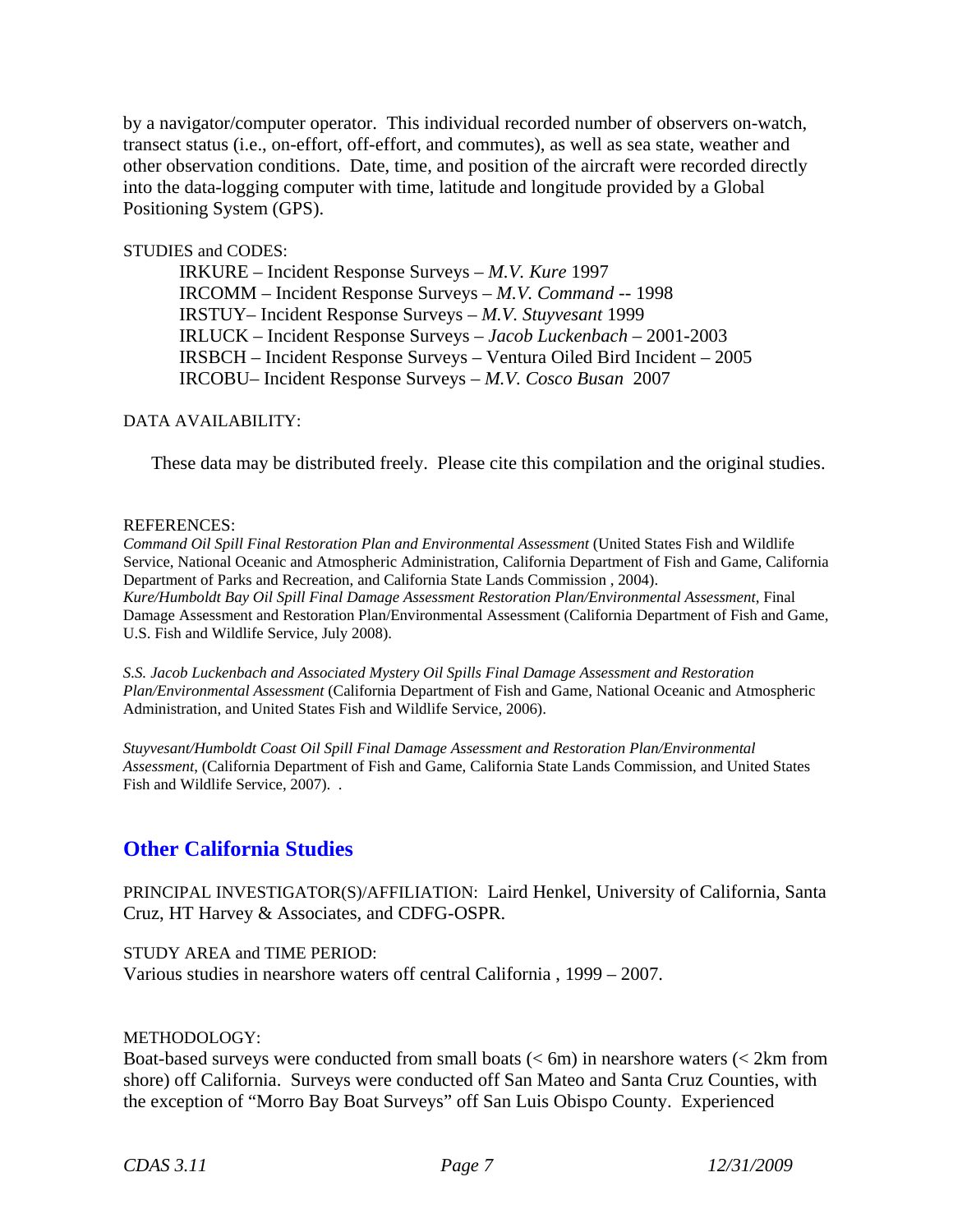by a navigator/computer operator. This individual recorded number of observers on-watch, transect status (i.e., on-effort, off-effort, and commutes), as well as sea state, weather and other observation conditions. Date, time, and position of the aircraft were recorded directly into the data-logging computer with time, latitude and longitude provided by a Global Positioning System (GPS).

STUDIES and CODES:

IRKURE – Incident Response Surveys – *M.V. Kure* 1997
IRCOMM – Incident Response Surveys – *M.V. Command* -- 1998
IRSTUY– Incident Response Surveys – *M.V. Stuyvesant* 1999
IRLUCK – Incident Response Surveys – *Jacob Luckenbach* – 2001-2003
IRSBCH – Incident Response Surveys – Ventura Oiled Bird Incident – 2005
IRCOBU– Incident Response Surveys – *M.V. Cosco Busan* 2007

DATA AVAILABILITY:

These data may be distributed freely. Please cite this compilation and the original studies.

REFERENCES:

*Command Oil Spill Final Restoration Plan and Environmental Assessment* (United States Fish and Wildlife Service, National Oceanic and Atmospheric Administration, California Department of Fish and Game, California Department of Parks and Recreation, and California State Lands Commission , 2004).
*Kure/Humboldt Bay Oil Spill Final Damage Assessment Restoration Plan/Environmental Assessment*, Final Damage Assessment and Restoration Plan/Environmental Assessment (California Department of Fish and Game, U.S. Fish and Wildlife Service, July 2008).

*S.S. Jacob Luckenbach and Associated Mystery Oil Spills Final Damage Assessment and Restoration Plan/Environmental Assessment* (California Department of Fish and Game, National Oceanic and Atmospheric Administration, and United States Fish and Wildlife Service, 2006).

*Stuyvesant/Humboldt Coast Oil Spill Final Damage Assessment and Restoration Plan/Environmental Assessment*, (California Department of Fish and Game, California State Lands Commission, and United States Fish and Wildlife Service, 2007). .

## Other California Studies

PRINCIPAL INVESTIGATOR(S)/AFFILIATION: Laird Henkel, University of California, Santa Cruz, HT Harvey & Associates, and CDFG-OSPR.

STUDY AREA and TIME PERIOD:
Various studies in nearshore waters off central California , 1999 – 2007.

METHODOLOGY:
Boat-based surveys were conducted from small boats (< 6m) in nearshore waters (< 2km from shore) off California. Surveys were conducted off San Mateo and Santa Cruz Counties, with the exception of "Morro Bay Boat Surveys" off San Luis Obispo County. Experienced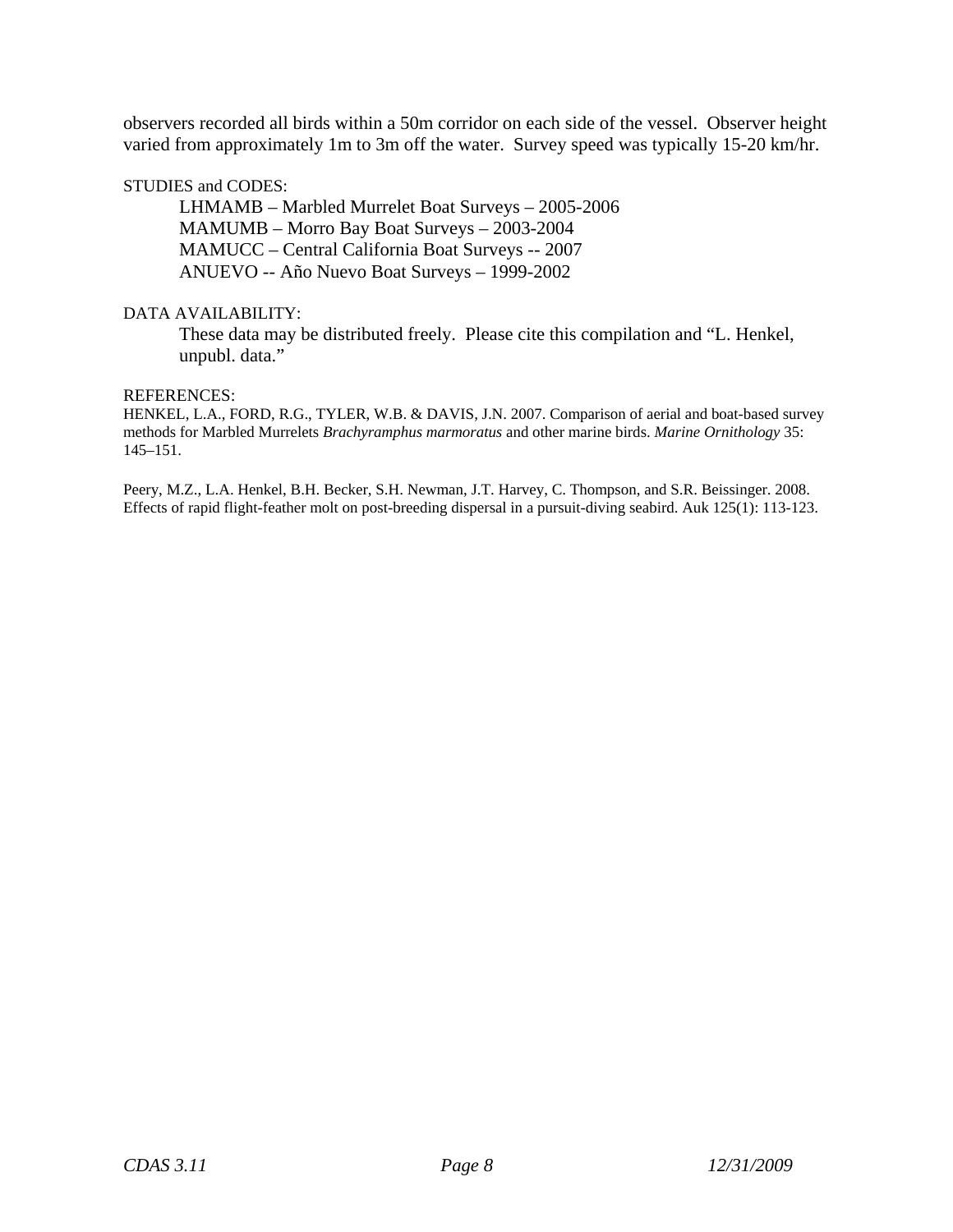observers recorded all birds within a 50m corridor on each side of the vessel. Observer height varied from approximately 1m to 3m off the water. Survey speed was typically 15-20 km/hr.

STUDIES and CODES:

- LHMAMB – Marbled Murrelet Boat Surveys – 2005-2006
- MAMUMB – Morro Bay Boat Surveys – 2003-2004
- MAMUCC – Central California Boat Surveys -- 2007
- ANUEVO -- Año Nuevo Boat Surveys – 1999-2002

DATA AVAILABILITY:

These data may be distributed freely. Please cite this compilation and "L. Henkel, unpubl. data."

REFERENCES:

HENKEL, L.A., FORD, R.G., TYLER, W.B. & DAVIS, J.N. 2007. Comparison of aerial and boat-based survey methods for Marbled Murrelets *Brachyramphus marmoratus* and other marine birds. *Marine Ornithology* 35: 145–151.

Peery, M.Z., L.A. Henkel, B.H. Becker, S.H. Newman, J.T. Harvey, C. Thompson, and S.R. Beissinger. 2008. Effects of rapid flight-feather molt on post-breeding dispersal in a pursuit-diving seabird. Auk 125(1): 113-123.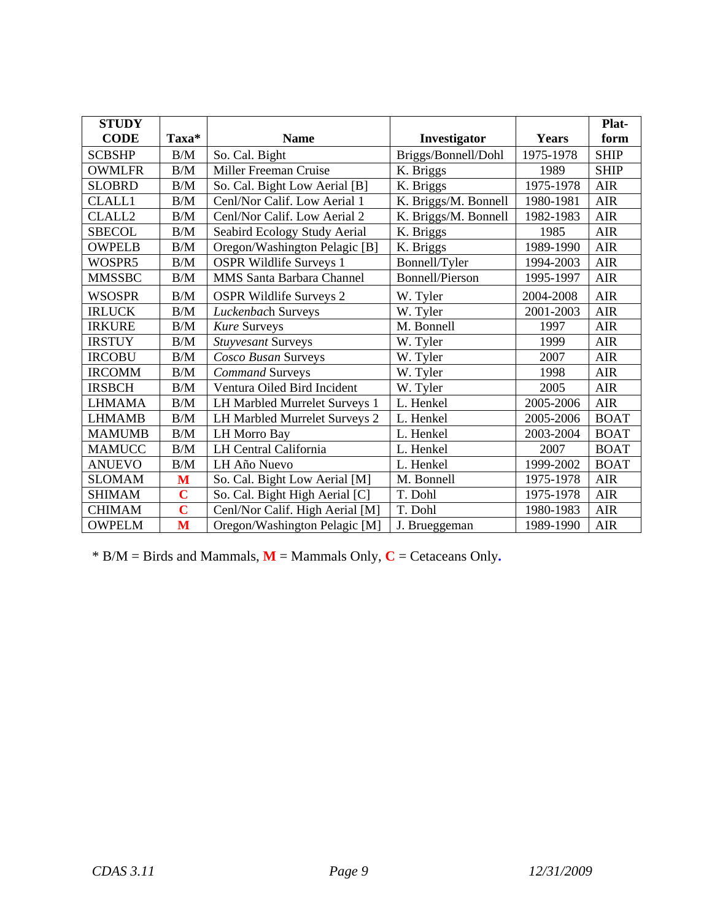| STUDY CODE | Taxa* | Name | Investigator | Years | Plat-form |
|---|---|---|---|---|---|
| SCBSHP | B/M | So. Cal. Bight | Briggs/Bonnell/Dohl | 1975-1978 | SHIP |
| OWMLFR | B/M | Miller Freeman Cruise | K. Briggs | 1989 | SHIP |
| SLOBRD | B/M | So. Cal. Bight Low Aerial [B] | K. Briggs | 1975-1978 | AIR |
| CLALL1 | B/M | Cenl/Nor Calif. Low Aerial 1 | K. Briggs/M. Bonnell | 1980-1981 | AIR |
| CLALL2 | B/M | Cenl/Nor Calif. Low Aerial 2 | K. Briggs/M. Bonnell | 1982-1983 | AIR |
| SBECOL | B/M | Seabird Ecology Study Aerial | K. Briggs | 1985 | AIR |
| OWPELB | B/M | Oregon/Washington Pelagic [B] | K. Briggs | 1989-1990 | AIR |
| WOSPR5 | B/M | OSPR Wildlife Surveys 1 | Bonnell/Tyler | 1994-2003 | AIR |
| MMSSBC | B/M | MMS Santa Barbara Channel | Bonnell/Pierson | 1995-1997 | AIR |
| WSOSPR | B/M | OSPR Wildlife Surveys 2 | W. Tyler | 2004-2008 | AIR |
| IRLUCK | B/M | *Luckenbach* Surveys | W. Tyler | 2001-2003 | AIR |
| IRKURE | B/M | *Kure* Surveys | M. Bonnell | 1997 | AIR |
| IRSTUY | B/M | *Stuyvesant* Surveys | W. Tyler | 1999 | AIR |
| IRCOBU | B/M | *Cosco Busan* Surveys | W. Tyler | 2007 | AIR |
| IRCOMM | B/M | *Command* Surveys | W. Tyler | 1998 | AIR |
| IRSBCH | B/M | Ventura Oiled Bird Incident | W. Tyler | 2005 | AIR |
| LHMAMA | B/M | LH Marbled Murrelet Surveys 1 | L. Henkel | 2005-2006 | AIR |
| LHMAMB | B/M | LH Marbled Murrelet Surveys 2 | L. Henkel | 2005-2006 | BOAT |
| MAMUMB | B/M | LH Morro Bay | L. Henkel | 2003-2004 | BOAT |
| MAMUCC | B/M | LH Central California | L. Henkel | 2007 | BOAT |
| ANUEVO | B/M | LH Año Nuevo | L. Henkel | 1999-2002 | BOAT |
| SLOMAM | **M** | So. Cal. Bight Low Aerial [M] | M. Bonnell | 1975-1978 | AIR |
| SHIMAM | **C** | So. Cal. Bight High Aerial [C] | T. Dohl | 1975-1978 | AIR |
| CHIMAM | **C** | Cenl/Nor Calif. High Aerial [M] | T. Dohl | 1980-1983 | AIR |
| OWPELM | **M** | Oregon/Washington Pelagic [M] | J. Brueggeman | 1989-1990 | AIR |

* B/M = Birds and Mammals, **M** = Mammals Only, **C** = Cetaceans Only.